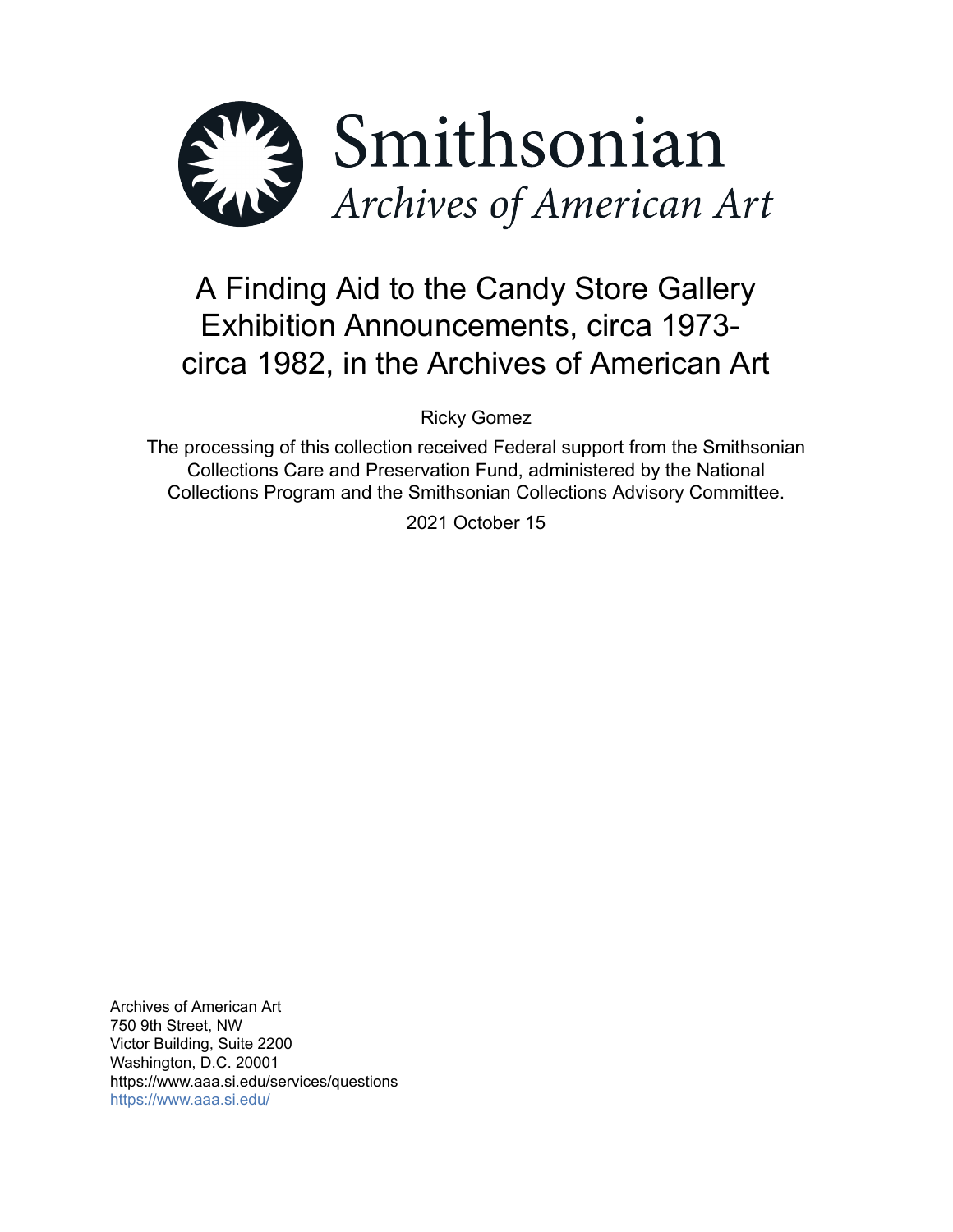Smithsonian

*Archives of American Art*

# A Finding Aid to the Candy Store Gallery Exhibition Announcements, circa 1973-circa 1982, in the Archives of American Art

Ricky Gomez

The processing of this collection received Federal support from the Smithsonian Collections Care and Preservation Fund, administered by the National Collections Program and the Smithsonian Collections Advisory Committee.

2021 October 15

Archives of American Art
750 9th Street, NW
Victor Building, Suite 2200
Washington, D.C. 20001
https://www.aaa.si.edu/services/questions
https://www.aaa.si.edu/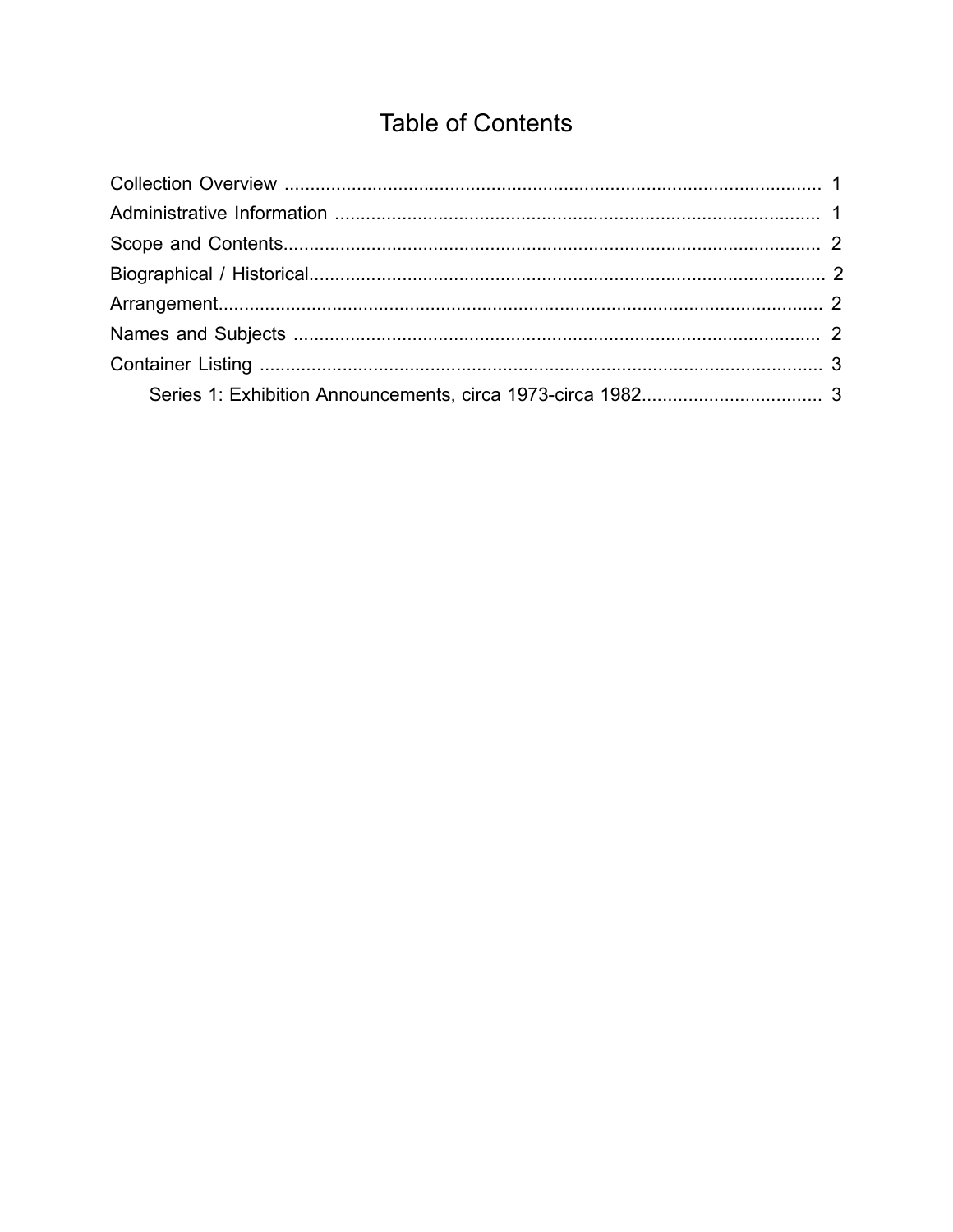# Table of Contents

Collection Overview ........................................................................................................ 1
Administrative Information .............................................................................................. 1
Scope and Contents........................................................................................................ 2
Biographical / Historical................................................................................................... 2
Arrangement..................................................................................................................... 2
Names and Subjects ....................................................................................................... 2
Container Listing ............................................................................................................... 3
    Series 1: Exhibition Announcements, circa 1973-circa 1982.................................. 3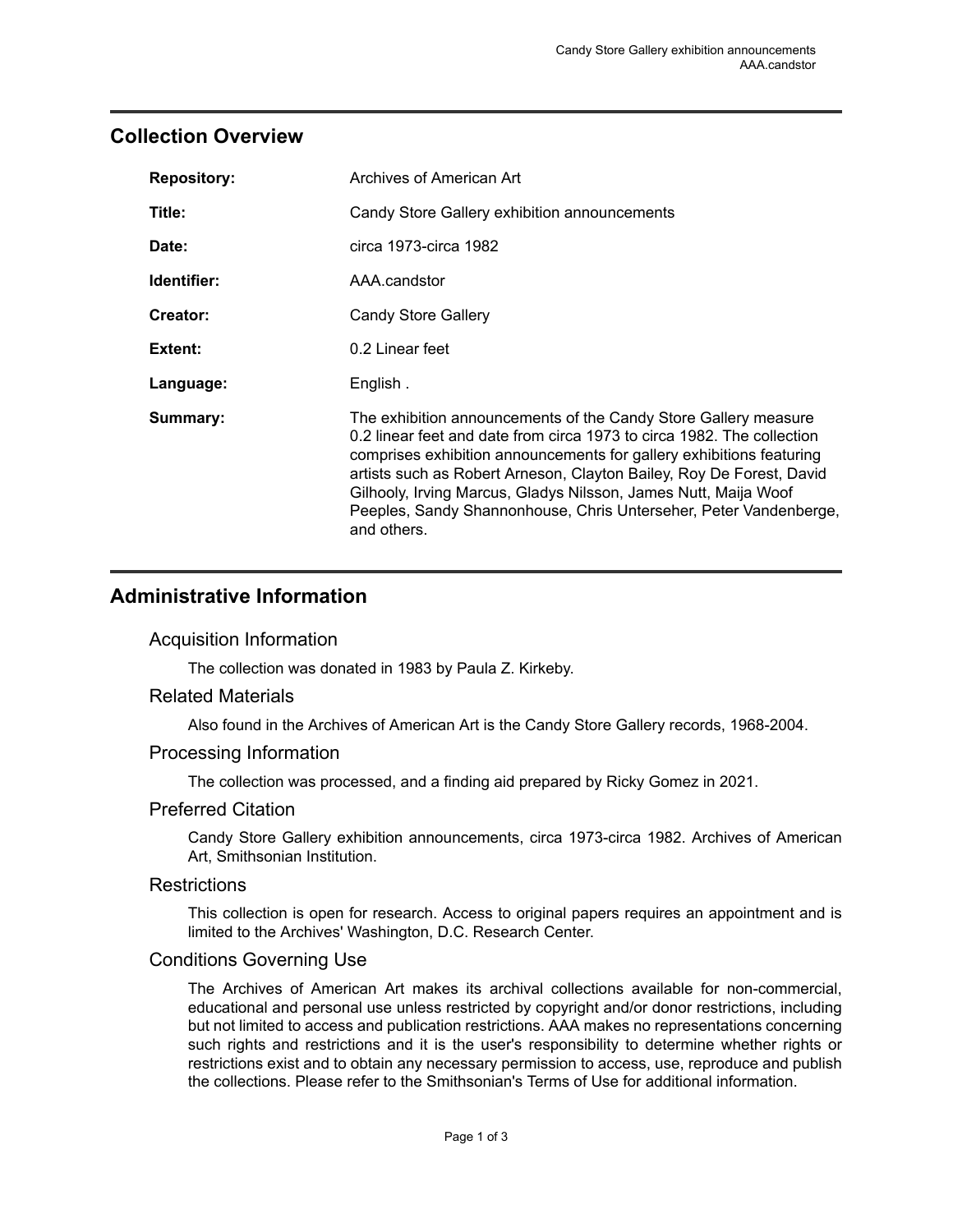## Collection Overview

| | |
|---|---|
| **Repository:** | Archives of American Art |
| **Title:** | Candy Store Gallery exhibition announcements |
| **Date:** | circa 1973-circa 1982 |
| **Identifier:** | AAA.candstor |
| **Creator:** | Candy Store Gallery |
| **Extent:** | 0.2 Linear feet |
| **Language:** | English . |
| **Summary:** | The exhibition announcements of the Candy Store Gallery measure 0.2 linear feet and date from circa 1973 to circa 1982. The collection comprises exhibition announcements for gallery exhibitions featuring artists such as Robert Arneson, Clayton Bailey, Roy De Forest, David Gilhooly, Irving Marcus, Gladys Nilsson, James Nutt, Maija Woof Peeples, Sandy Shannonhouse, Chris Unterseher, Peter Vandenberge, and others. |

## Administrative Information

### Acquisition Information

The collection was donated in 1983 by Paula Z. Kirkeby.

### Related Materials

Also found in the Archives of American Art is the Candy Store Gallery records, 1968-2004.

### Processing Information

The collection was processed, and a finding aid prepared by Ricky Gomez in 2021.

### Preferred Citation

Candy Store Gallery exhibition announcements, circa 1973-circa 1982. Archives of American Art, Smithsonian Institution.

### Restrictions

This collection is open for research. Access to original papers requires an appointment and is limited to the Archives' Washington, D.C. Research Center.

### Conditions Governing Use

The Archives of American Art makes its archival collections available for non-commercial, educational and personal use unless restricted by copyright and/or donor restrictions, including but not limited to access and publication restrictions. AAA makes no representations concerning such rights and restrictions and it is the user's responsibility to determine whether rights or restrictions exist and to obtain any necessary permission to access, use, reproduce and publish the collections. Please refer to the Smithsonian's Terms of Use for additional information.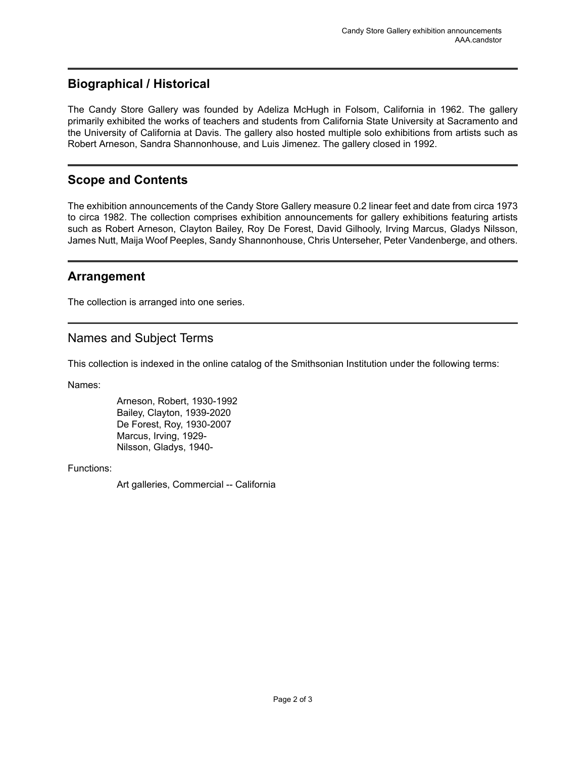## Biographical / Historical

The Candy Store Gallery was founded by Adeliza McHugh in Folsom, California in 1962. The gallery primarily exhibited the works of teachers and students from California State University at Sacramento and the University of California at Davis. The gallery also hosted multiple solo exhibitions from artists such as Robert Arneson, Sandra Shannonhouse, and Luis Jimenez. The gallery closed in 1992.

## Scope and Contents

The exhibition announcements of the Candy Store Gallery measure 0.2 linear feet and date from circa 1973 to circa 1982. The collection comprises exhibition announcements for gallery exhibitions featuring artists such as Robert Arneson, Clayton Bailey, Roy De Forest, David Gilhooly, Irving Marcus, Gladys Nilsson, James Nutt, Maija Woof Peeples, Sandy Shannonhouse, Chris Unterseher, Peter Vandenberge, and others.

## Arrangement

The collection is arranged into one series.

## Names and Subject Terms

This collection is indexed in the online catalog of the Smithsonian Institution under the following terms:

Names:

- Arneson, Robert, 1930-1992
- Bailey, Clayton, 1939-2020
- De Forest, Roy, 1930-2007
- Marcus, Irving, 1929-
- Nilsson, Gladys, 1940-

Functions:

- Art galleries, Commercial -- California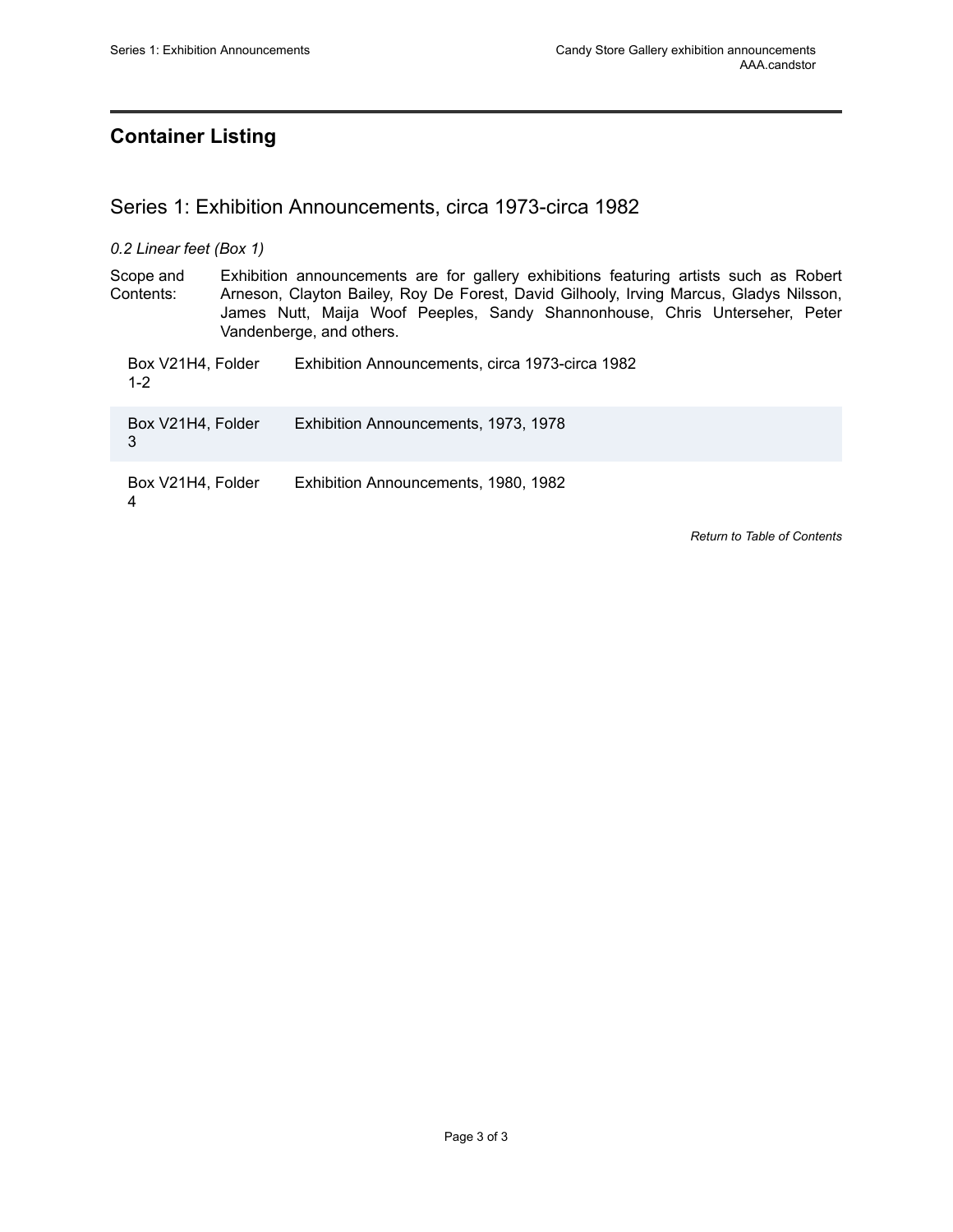## Container Listing

### Series 1: Exhibition Announcements, circa 1973-circa 1982

*0.2 Linear feet (Box 1)*

Scope and Contents: Exhibition announcements are for gallery exhibitions featuring artists such as Robert Arneson, Clayton Bailey, Roy De Forest, David Gilhooly, Irving Marcus, Gladys Nilsson, James Nutt, Maija Woof Peeples, Sandy Shannonhouse, Chris Unterseher, Peter Vandenberge, and others.

| | |
|---|---|
| Box V21H4, Folder 1-2 | Exhibition Announcements, circa 1973-circa 1982 |
| Box V21H4, Folder 3 | Exhibition Announcements, 1973, 1978 |
| Box V21H4, Folder 4 | Exhibition Announcements, 1980, 1982 |

*Return to Table of Contents*